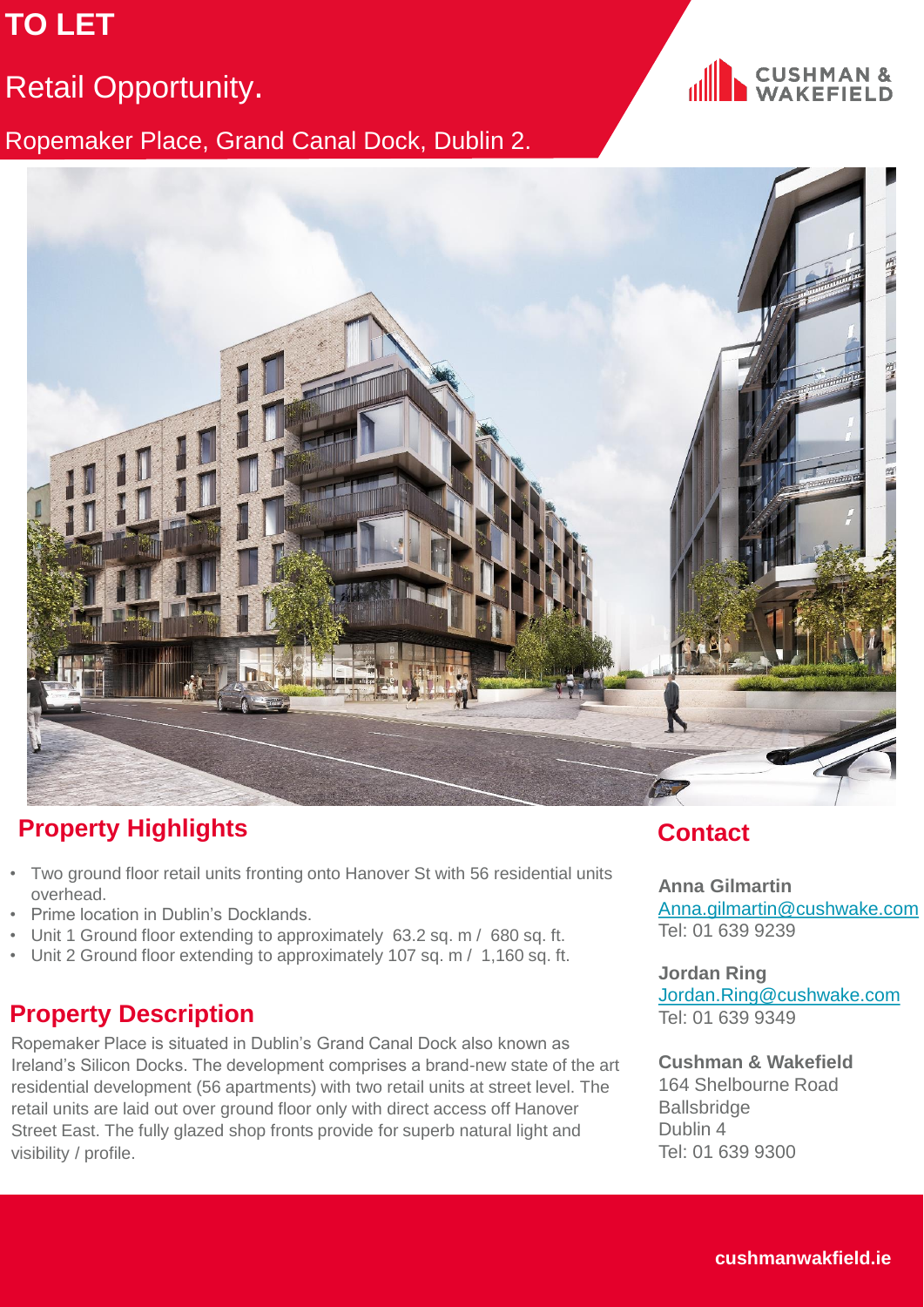# TO LET

## Retail Opportunity.

### Ropemaker Place, Grand Canal Dock, Dublin 2.

CUSHMAN & WAKEFIELD

## Property Highlights

- Two ground floor retail units fronting onto Hanover St with 56 residential units overhead.
- Prime location in Dublin's Docklands.
- Unit 1 Ground floor extending to approximately 63.2 sq. m / 680 sq. ft.
- Unit 2 Ground floor extending to approximately 107 sq. m / 1,160 sq. ft.

## Property Description

Ropemaker Place is situated in Dublin's Grand Canal Dock also known as Ireland's Silicon Docks. The development comprises a brand-new state of the art residential development (56 apartments) with two retail units at street level. The retail units are laid out over ground floor only with direct access off Hanover Street East. The fully glazed shop fronts provide for superb natural light and visibility / profile.

## Contact

**Anna Gilmartin**
Anna.gilmartin@cushwake.com
Tel: 01 639 9239

**Jordan Ring**
Jordan.Ring@cushwake.com
Tel: 01 639 9349

**Cushman & Wakefield**
164 Shelbourne Road
Ballsbridge
Dublin 4
Tel: 01 639 9300

**cushmanwakfield.ie**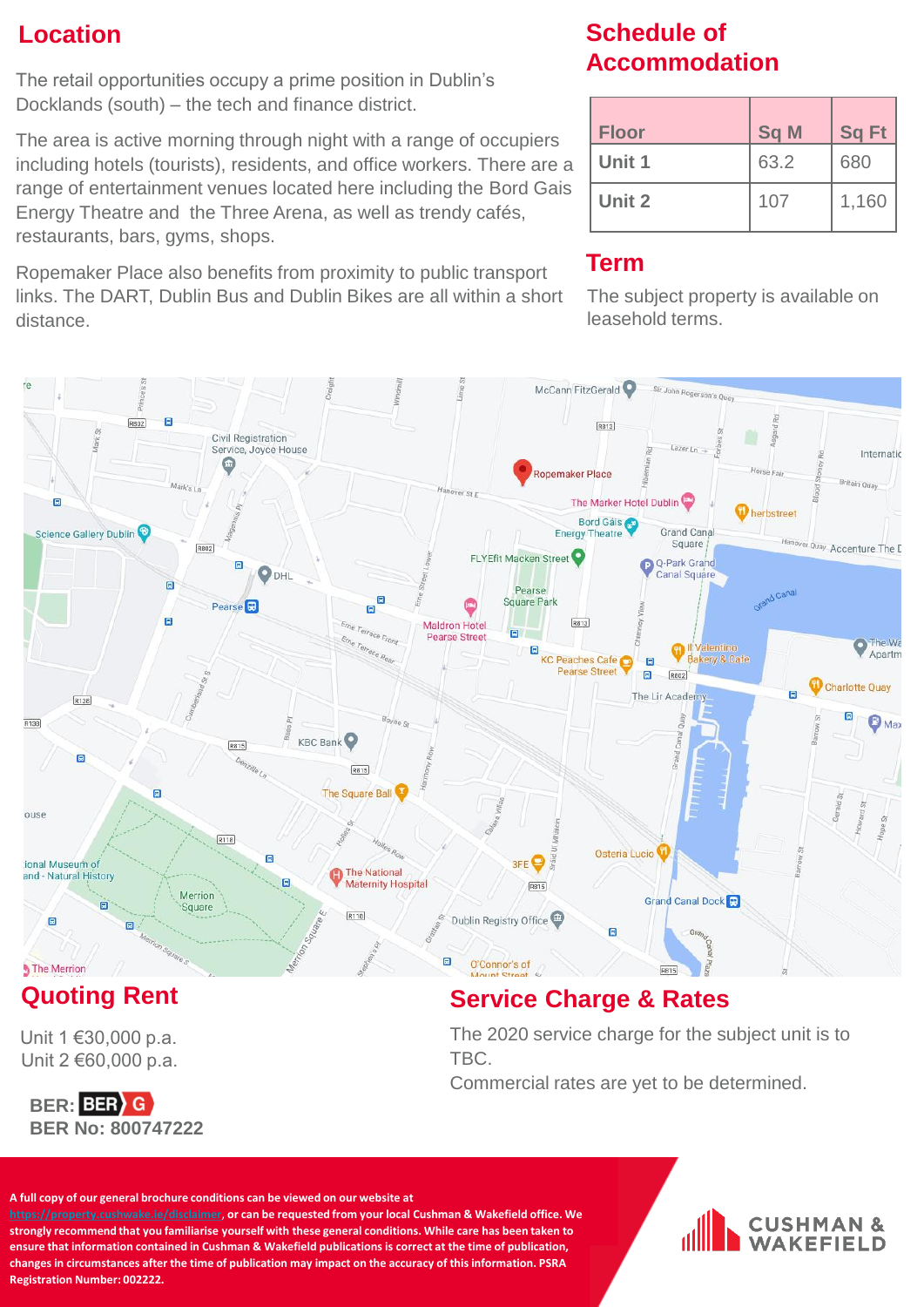## Location

The retail opportunities occupy a prime position in Dublin's Docklands (south) – the tech and finance district.

The area is active morning through night with a range of occupiers including hotels (tourists), residents, and office workers. There are a range of entertainment venues located here including the Bord Gais Energy Theatre and the Three Arena, as well as trendy cafés, restaurants, bars, gyms, shops.

Ropemaker Place also benefits from proximity to public transport links. The DART, Dublin Bus and Dublin Bikes are all within a short distance.

## Schedule of Accommodation

| Floor | Sq M | Sq Ft |
|---|---|---|
| Unit 1 | 63.2 | 680 |
| Unit 2 | 107 | 1,160 |

## Term

The subject property is available on leasehold terms.

## Quoting Rent

Unit 1 €30,000 p.a.
Unit 2 €60,000 p.a.

**BER:** BER G
**BER No: 800747222**

## Service Charge & Rates

The 2020 service charge for the subject unit is to TBC.
Commercial rates are yet to be determined.

**A full copy of our general brochure conditions can be viewed on our website at https://property.cushwake.ie/disclaimer, or can be requested from your local Cushman & Wakefield office. We strongly recommend that you familiarise yourself with these general conditions. While care has been taken to ensure that information contained in Cushman & Wakefield publications is correct at the time of publication, changes in circumstances after the time of publication may impact on the accuracy of this information. PSRA Registration Number: 002222.**

CUSHMAN & WAKEFIELD